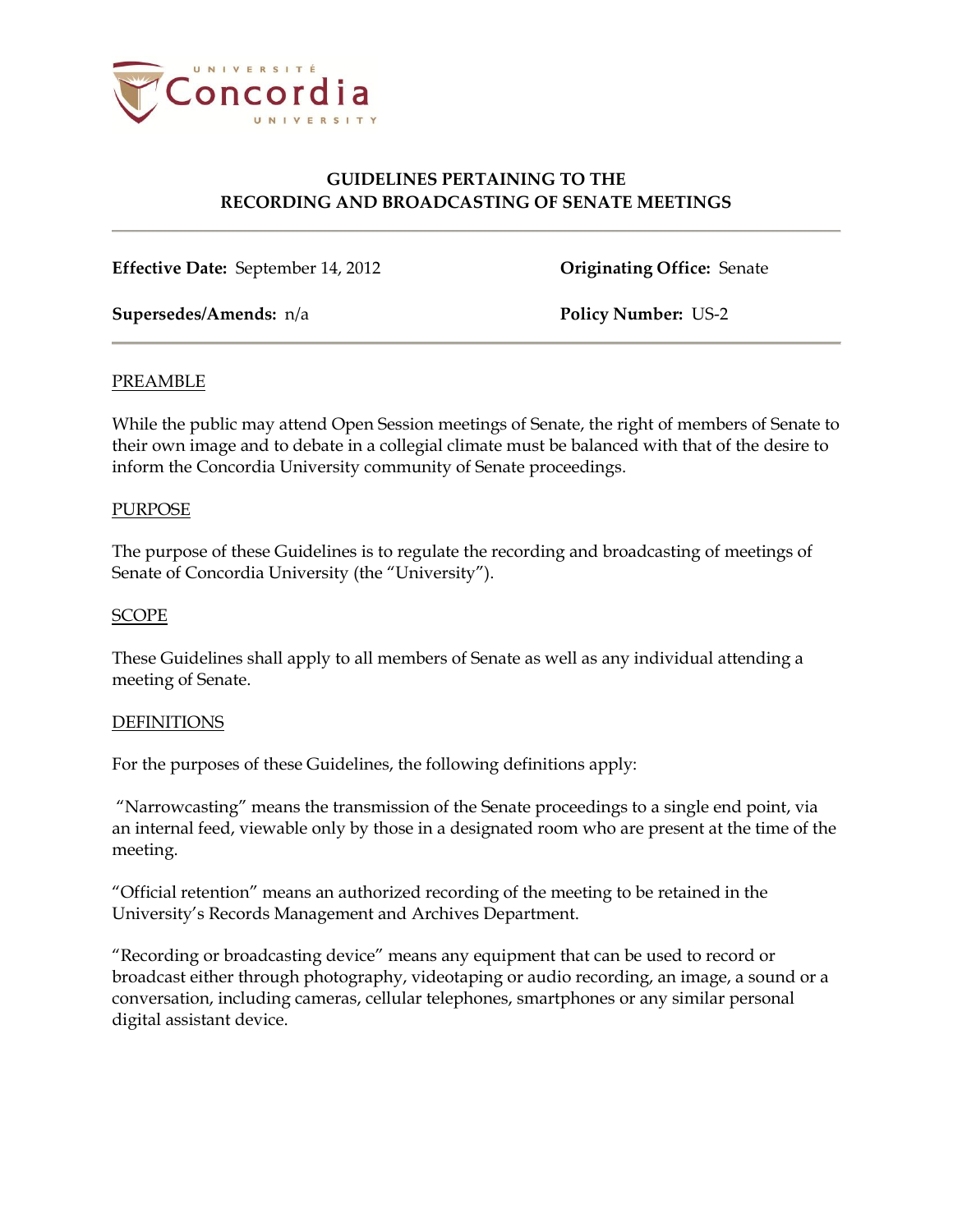# GUIDELINES PERTAINING TO THE RECORDING AND BROADCASTING OF SENATE MEETINGS

**Effective Date:** September 14, 2012

**Originating Office:** Senate

**Supersedes/Amends:** n/a

**Policy Number:** US-2

## PREAMBLE

While the public may attend Open Session meetings of Senate, the right of members of Senate to their own image and to debate in a collegial climate must be balanced with that of the desire to inform the Concordia University community of Senate proceedings.

## PURPOSE

The purpose of these Guidelines is to regulate the recording and broadcasting of meetings of Senate of Concordia University (the "University").

## SCOPE

These Guidelines shall apply to all members of Senate as well as any individual attending a meeting of Senate.

## DEFINITIONS

For the purposes of these Guidelines, the following definitions apply:

"Narrowcasting" means the transmission of the Senate proceedings to a single end point, via an internal feed, viewable only by those in a designated room who are present at the time of the meeting.

"Official retention" means an authorized recording of the meeting to be retained in the University's Records Management and Archives Department.

"Recording or broadcasting device" means any equipment that can be used to record or broadcast either through photography, videotaping or audio recording, an image, a sound or a conversation, including cameras, cellular telephones, smartphones or any similar personal digital assistant device.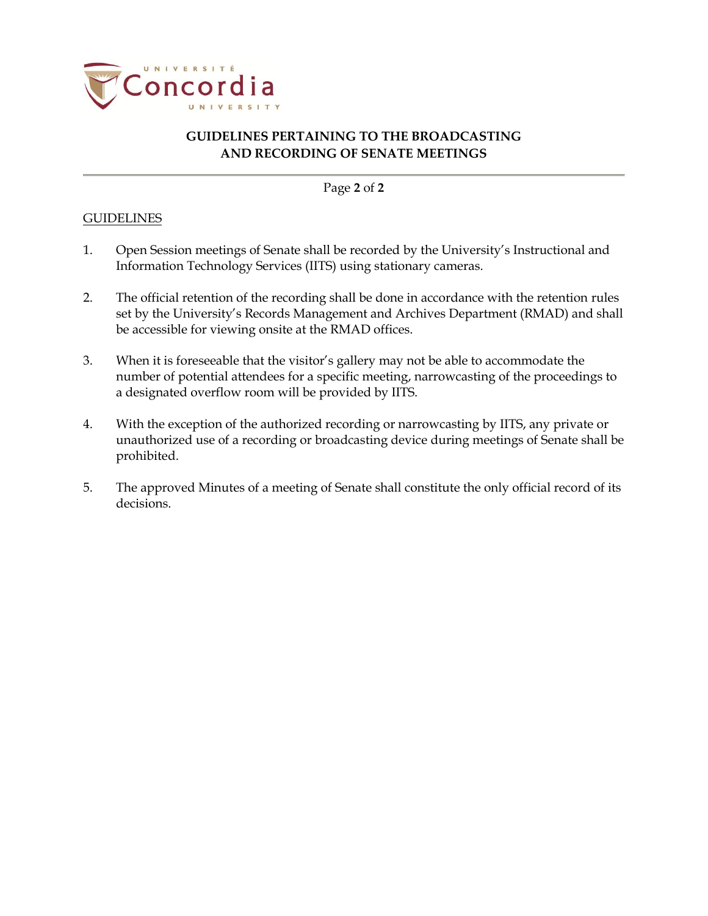GUIDELINES PERTAINING TO THE BROADCASTING AND RECORDING OF SENATE MEETINGS

GUIDELINES

1. Open Session meetings of Senate shall be recorded by the University's Instructional and Information Technology Services (IITS) using stationary cameras.

2. The official retention of the recording shall be done in accordance with the retention rules set by the University's Records Management and Archives Department (RMAD) and shall be accessible for viewing onsite at the RMAD offices.

3. When it is foreseeable that the visitor's gallery may not be able to accommodate the number of potential attendees for a specific meeting, narrowcasting of the proceedings to a designated overflow room will be provided by IITS.

4. With the exception of the authorized recording or narrowcasting by IITS, any private or unauthorized use of a recording or broadcasting device during meetings of Senate shall be prohibited.

5. The approved Minutes of a meeting of Senate shall constitute the only official record of its decisions.